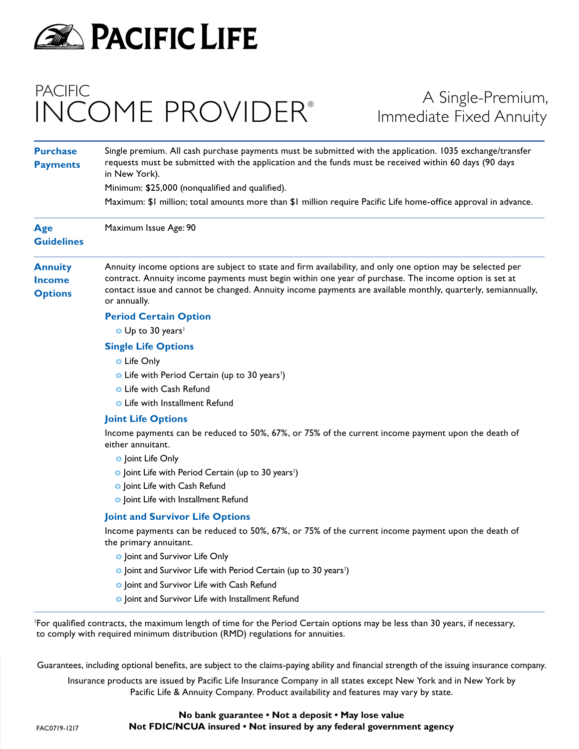# PACIFIC LIFE

## PACIFIC INCOME PROVIDER®

A Single-Premium, Immediate Fixed Annuity

---

**Purchase Payments**

Single premium. All cash purchase payments must be submitted with the application. 1035 exchange/transfer requests must be submitted with the application and the funds must be received within 60 days (90 days in New York).

Minimum: $25,000 (nonqualified and qualified).

Maximum: $1 million; total amounts more than $1 million require Pacific Life home-office approval in advance.

---

**Age Guidelines**

Maximum Issue Age: 90

---

**Annuity Income Options**

Annuity income options are subject to state and firm availability, and only one option may be selected per contract. Annuity income payments must begin within one year of purchase. The income option is set at contact issue and cannot be changed. Annuity income payments are available monthly, quarterly, semiannually, or annually.

### Period Certain Option

- Up to 30 years[1]

### Single Life Options

- Life Only
- Life with Period Certain (up to 30 years[1])
- Life with Cash Refund
- Life with Installment Refund

### Joint Life Options

Income payments can be reduced to 50%, 67%, or 75% of the current income payment upon the death of either annuitant.

- Joint Life Only
- Joint Life with Period Certain (up to 30 years[1])
- Joint Life with Cash Refund
- Joint Life with Installment Refund

### Joint and Survivor Life Options

Income payments can be reduced to 50%, 67%, or 75% of the current income payment upon the death of the primary annuitant.

- Joint and Survivor Life Only
- Joint and Survivor Life with Period Certain (up to 30 years[1])
- Joint and Survivor Life with Cash Refund
- Joint and Survivor Life with Installment Refund

---

[1]For qualified contracts, the maximum length of time for the Period Certain options may be less than 30 years, if necessary, to comply with required minimum distribution (RMD) regulations for annuities.

Guarantees, including optional benefits, are subject to the claims-paying ability and financial strength of the issuing insurance company.

Insurance products are issued by Pacific Life Insurance Company in all states except New York and in New York by Pacific Life & Annuity Company. Product availability and features may vary by state.

**No bank guarantee • Not a deposit • May lose value**
**Not FDIC/NCUA insured • Not insured by any federal government agency**

FAC0719-1217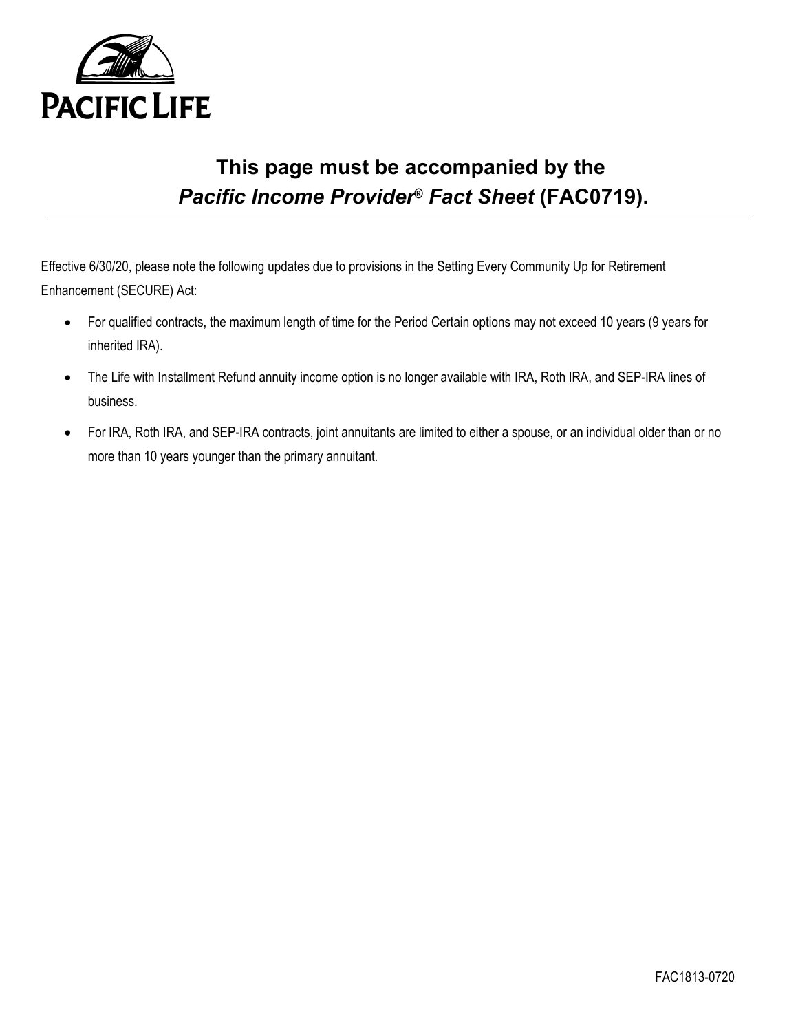# PACIFIC LIFE

## This page must be accompanied by the *Pacific Income Provider® Fact Sheet* (FAC0719).

---

Effective 6/30/20, please note the following updates due to provisions in the Setting Every Community Up for Retirement Enhancement (SECURE) Act:

- For qualified contracts, the maximum length of time for the Period Certain options may not exceed 10 years (9 years for inherited IRA).
- The Life with Installment Refund annuity income option is no longer available with IRA, Roth IRA, and SEP-IRA lines of business.
- For IRA, Roth IRA, and SEP-IRA contracts, joint annuitants are limited to either a spouse, or an individual older than or no more than 10 years younger than the primary annuitant.

FAC1813-0720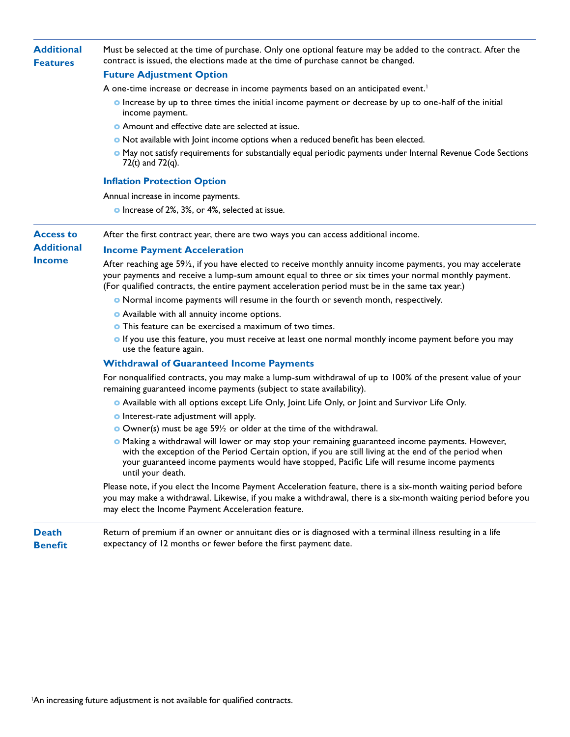## Additional Features

Must be selected at the time of purchase. Only one optional feature may be added to the contract. After the contract is issued, the elections made at the time of purchase cannot be changed.

### Future Adjustment Option

A one-time increase or decrease in income payments based on an anticipated event.[1]

- Increase by up to three times the initial income payment or decrease by up to one-half of the initial income payment.
- Amount and effective date are selected at issue.
- Not available with Joint income options when a reduced benefit has been elected.
- May not satisfy requirements for substantially equal periodic payments under Internal Revenue Code Sections 72(t) and 72(q).

### Inflation Protection Option

Annual increase in income payments.

- Increase of 2%, 3%, or 4%, selected at issue.

## Access to Additional Income

After the first contract year, there are two ways you can access additional income.

### Income Payment Acceleration

After reaching age 59½, if you have elected to receive monthly annuity income payments, you may accelerate your payments and receive a lump-sum amount equal to three or six times your normal monthly payment. (For qualified contracts, the entire payment acceleration period must be in the same tax year.)

- Normal income payments will resume in the fourth or seventh month, respectively.
- Available with all annuity income options.
- This feature can be exercised a maximum of two times.
- If you use this feature, you must receive at least one normal monthly income payment before you may use the feature again.

### Withdrawal of Guaranteed Income Payments

For nonqualified contracts, you may make a lump-sum withdrawal of up to 100% of the present value of your remaining guaranteed income payments (subject to state availability).

- Available with all options except Life Only, Joint Life Only, or Joint and Survivor Life Only.
- Interest-rate adjustment will apply.
- Owner(s) must be age 59½ or older at the time of the withdrawal.
- Making a withdrawal will lower or may stop your remaining guaranteed income payments. However, with the exception of the Period Certain option, if you are still living at the end of the period when your guaranteed income payments would have stopped, Pacific Life will resume income payments until your death.

Please note, if you elect the Income Payment Acceleration feature, there is a six-month waiting period before you may make a withdrawal. Likewise, if you make a withdrawal, there is a six-month waiting period before you may elect the Income Payment Acceleration feature.

## Death Benefit

Return of premium if an owner or annuitant dies or is diagnosed with a terminal illness resulting in a life expectancy of 12 months or fewer before the first payment date.

[1] An increasing future adjustment is not available for qualified contracts.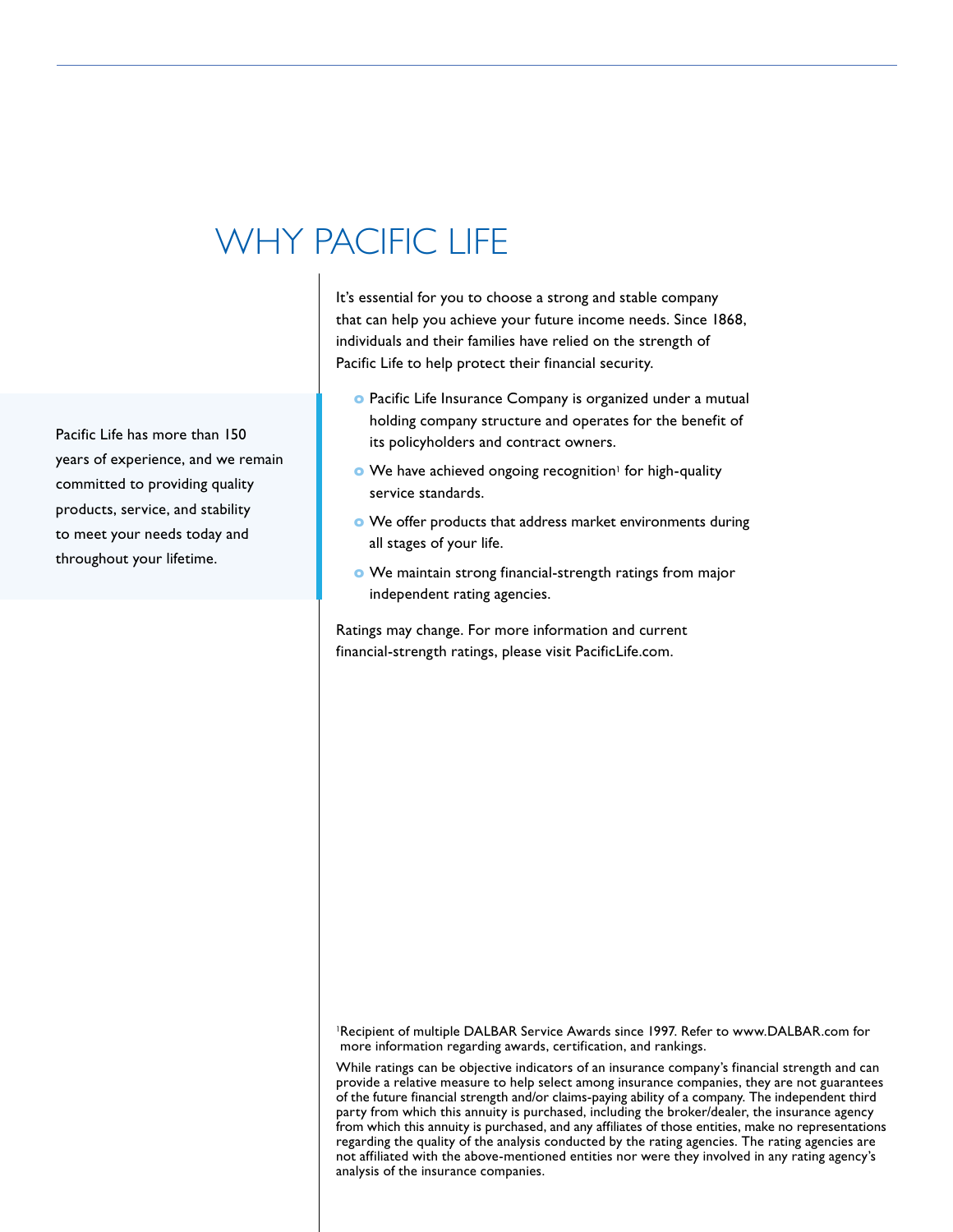# WHY PACIFIC LIFE

Pacific Life has more than 150 years of experience, and we remain committed to providing quality products, service, and stability to meet your needs today and throughout your lifetime.

It's essential for you to choose a strong and stable company that can help you achieve your future income needs. Since 1868, individuals and their families have relied on the strength of Pacific Life to help protect their financial security.

- Pacific Life Insurance Company is organized under a mutual holding company structure and operates for the benefit of its policyholders and contract owners.
- We have achieved ongoing recognition[1] for high-quality service standards.
- We offer products that address market environments during all stages of your life.
- We maintain strong financial-strength ratings from major independent rating agencies.

Ratings may change. For more information and current financial-strength ratings, please visit PacificLife.com.

[1]Recipient of multiple DALBAR Service Awards since 1997. Refer to www.DALBAR.com for more information regarding awards, certification, and rankings.

While ratings can be objective indicators of an insurance company's financial strength and can provide a relative measure to help select among insurance companies, they are not guarantees of the future financial strength and/or claims-paying ability of a company. The independent third party from which this annuity is purchased, including the broker/dealer, the insurance agency from which this annuity is purchased, and any affiliates of those entities, make no representations regarding the quality of the analysis conducted by the rating agencies. The rating agencies are not affiliated with the above-mentioned entities nor were they involved in any rating agency's analysis of the insurance companies.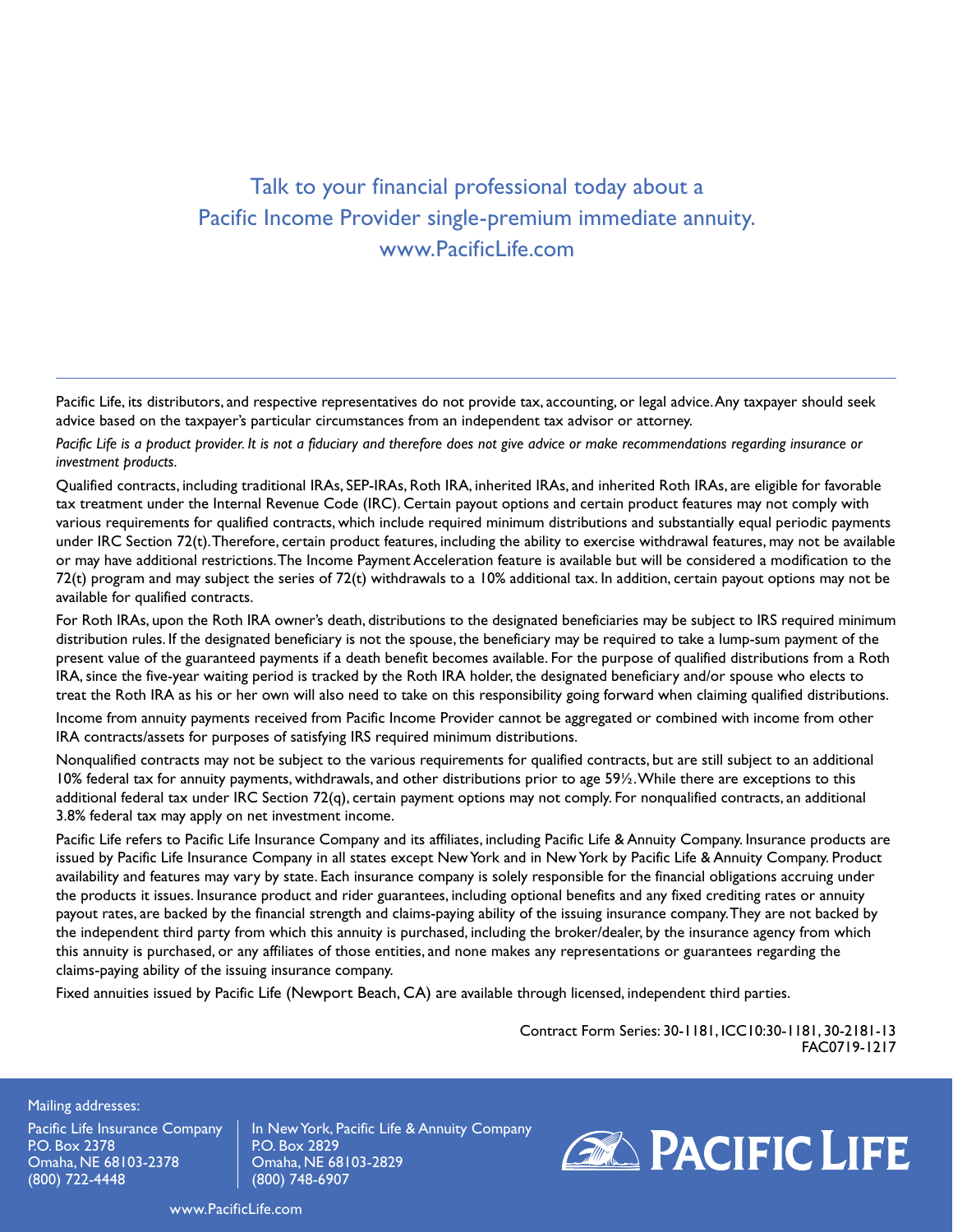Talk to your financial professional today about a
Pacific Income Provider single-premium immediate annuity.
www.PacificLife.com

---

Pacific Life, its distributors, and respective representatives do not provide tax, accounting, or legal advice. Any taxpayer should seek advice based on the taxpayer's particular circumstances from an independent tax advisor or attorney.

*Pacific Life is a product provider. It is not a fiduciary and therefore does not give advice or make recommendations regarding insurance or investment products.*

Qualified contracts, including traditional IRAs, SEP-IRAs, Roth IRA, inherited IRAs, and inherited Roth IRAs, are eligible for favorable tax treatment under the Internal Revenue Code (IRC). Certain payout options and certain product features may not comply with various requirements for qualified contracts, which include required minimum distributions and substantially equal periodic payments under IRC Section 72(t). Therefore, certain product features, including the ability to exercise withdrawal features, may not be available or may have additional restrictions. The Income Payment Acceleration feature is available but will be considered a modification to the 72(t) program and may subject the series of 72(t) withdrawals to a 10% additional tax. In addition, certain payout options may not be available for qualified contracts.

For Roth IRAs, upon the Roth IRA owner's death, distributions to the designated beneficiaries may be subject to IRS required minimum distribution rules. If the designated beneficiary is not the spouse, the beneficiary may be required to take a lump-sum payment of the present value of the guaranteed payments if a death benefit becomes available. For the purpose of qualified distributions from a Roth IRA, since the five-year waiting period is tracked by the Roth IRA holder, the designated beneficiary and/or spouse who elects to treat the Roth IRA as his or her own will also need to take on this responsibility going forward when claiming qualified distributions.

Income from annuity payments received from Pacific Income Provider cannot be aggregated or combined with income from other IRA contracts/assets for purposes of satisfying IRS required minimum distributions.

Nonqualified contracts may not be subject to the various requirements for qualified contracts, but are still subject to an additional 10% federal tax for annuity payments, withdrawals, and other distributions prior to age 59½. While there are exceptions to this additional federal tax under IRC Section 72(q), certain payment options may not comply. For nonqualified contracts, an additional 3.8% federal tax may apply on net investment income.

Pacific Life refers to Pacific Life Insurance Company and its affiliates, including Pacific Life & Annuity Company. Insurance products are issued by Pacific Life Insurance Company in all states except New York and in New York by Pacific Life & Annuity Company. Product availability and features may vary by state. Each insurance company is solely responsible for the financial obligations accruing under the products it issues. Insurance product and rider guarantees, including optional benefits and any fixed crediting rates or annuity payout rates, are backed by the financial strength and claims-paying ability of the issuing insurance company. They are not backed by the independent third party from which this annuity is purchased, including the broker/dealer, by the insurance agency from which this annuity is purchased, or any affiliates of those entities, and none makes any representations or guarantees regarding the claims-paying ability of the issuing insurance company.

Fixed annuities issued by Pacific Life (Newport Beach, CA) are available through licensed, independent third parties.

Contract Form Series: 30-1181, ICC10:30-1181, 30-2181-13
FAC0719-1217

Mailing addresses:

Pacific Life Insurance Company
P.O. Box 2378
Omaha, NE 68103-2378
(800) 722-4448

In New York, Pacific Life & Annuity Company
P.O. Box 2829
Omaha, NE 68103-2829
(800) 748-6907

PACIFIC LIFE

www.PacificLife.com